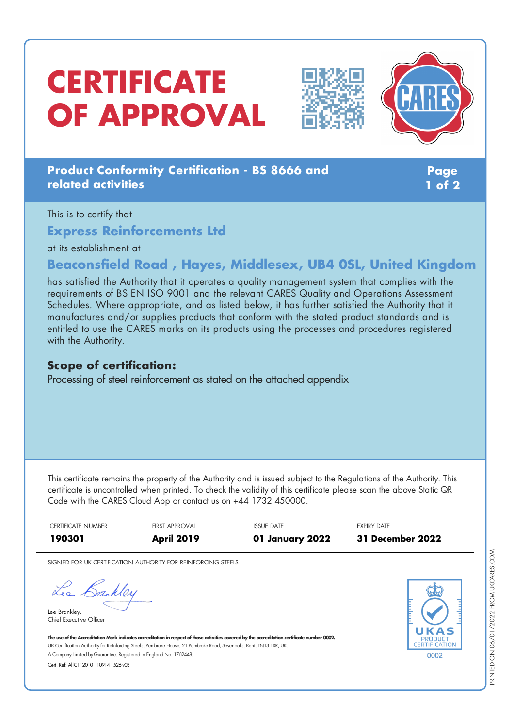# CERTIFICATE OF APPROVAL

**Product Conformity Certification - BS 8666 and related activities**

This is to certify that

## Express Reinforcements Ltd

at its establishment at

## Beaconsfield Road , Hayes, Middlesex, UB4 0SL, United Kingdom

has satisfied the Authority that it operates a quality management system that complies with the requirements of BS EN ISO 9001 and the relevant CARES Quality and Operations Assessment Schedules. Where appropriate, and as listed below, it has further satisfied the Authority that it manufactures and/or supplies products that conform with the stated product standards and is entitled to use the CARES marks on its products using the processes and procedures registered with the Authority.

### Scope of certification:

Processing of steel reinforcement as stated on the attached appendix

This certificate remains the property of the Authority and is issued subject to the Regulations of the Authority. This certificate is uncontrolled when printed. To check the validity of this certificate please scan the above Static QR Code with the CARES Cloud App or contact us on +44 1732 450000.

| CERTIFICATE NUMBER | FIRST APPROVAL | ISSUE DATE | EXPIRY DATE |
|---|---|---|---|
| **190301** | **April 2019** | **01 January 2022** | **31 December 2022** |

SIGNED FOR UK CERTIFICATION AUTHORITY FOR REINFORCING STEELS

Lee Brankley,
Chief Executive Officer

**The use of the Accreditation Mark indicates accreditation in respect of those activities covered by the accreditation certificate number 0002.**
UK Certification Authority for Reinforcing Steels, Pembroke House, 21 Pembroke Road, Sevenoaks, Kent, TN13 1XR, UK.
A Company Limited by Guarantee. Registered in England No. 1762448.
Cert. Ref: AIIC112010 10914 1526 v03

UKAS PRODUCT CERTIFICATION 0002

PRINTED ON 06/01/2022 FROM UKCARES.COM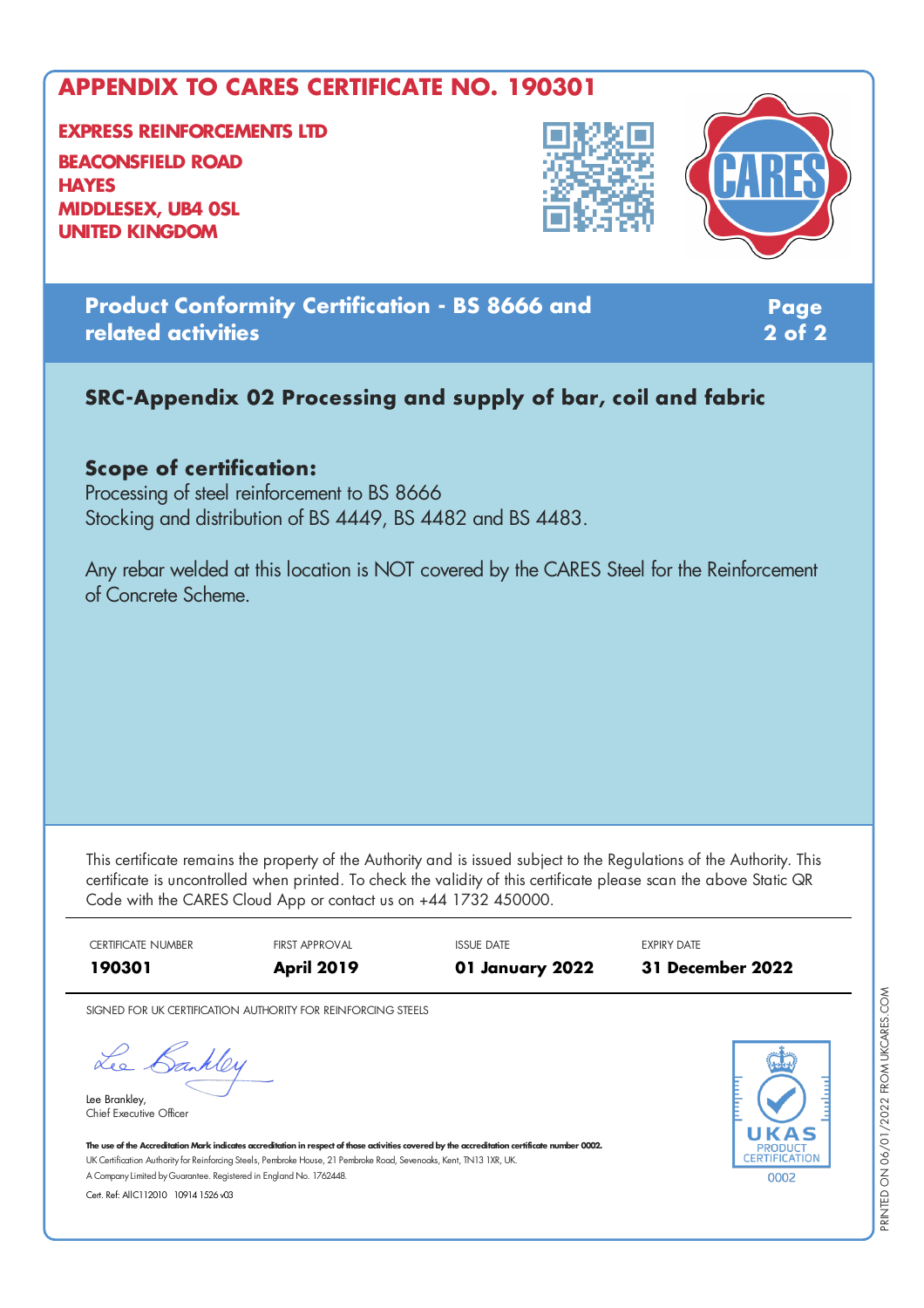# APPENDIX TO CARES CERTIFICATE NO. 190301

**EXPRESS REINFORCEMENTS LTD**

**BEACONSFIELD ROAD**
**HAYES**
**MIDDLESEX, UB4 0SL**
**UNITED KINGDOM**

## Product Conformity Certification - BS 8666 and related activities

### SRC-Appendix 02 Processing and supply of bar, coil and fabric

**Scope of certification:**

Processing of steel reinforcement to BS 8666
Stocking and distribution of BS 4449, BS 4482 and BS 4483.

Any rebar welded at this location is NOT covered by the CARES Steel for the Reinforcement of Concrete Scheme.

This certificate remains the property of the Authority and is issued subject to the Regulations of the Authority. This certificate is uncontrolled when printed. To check the validity of this certificate please scan the above Static QR Code with the CARES Cloud App or contact us on +44 1732 450000.

| CERTIFICATE NUMBER | FIRST APPROVAL | ISSUE DATE | EXPIRY DATE |
|---|---|---|---|
| **190301** | **April 2019** | **01 January 2022** | **31 December 2022** |

SIGNED FOR UK CERTIFICATION AUTHORITY FOR REINFORCING STEELS

Lee Brankley,
Chief Executive Officer

**The use of the Accreditation Mark indicates accreditation in respect of those activities covered by the accreditation certificate number 0002.**
UK Certification Authority for Reinforcing Steels, Pembroke House, 21 Pembroke Road, Sevenoaks, Kent, TN13 1XR, UK.
A Company Limited by Guarantee. Registered in England No. 1762448.
Cert. Ref: AIIC112010 10914 1526 v03

UKAS PRODUCT CERTIFICATION 0002

PRINTED ON 06/01/2022 FROM UKCARES.COM